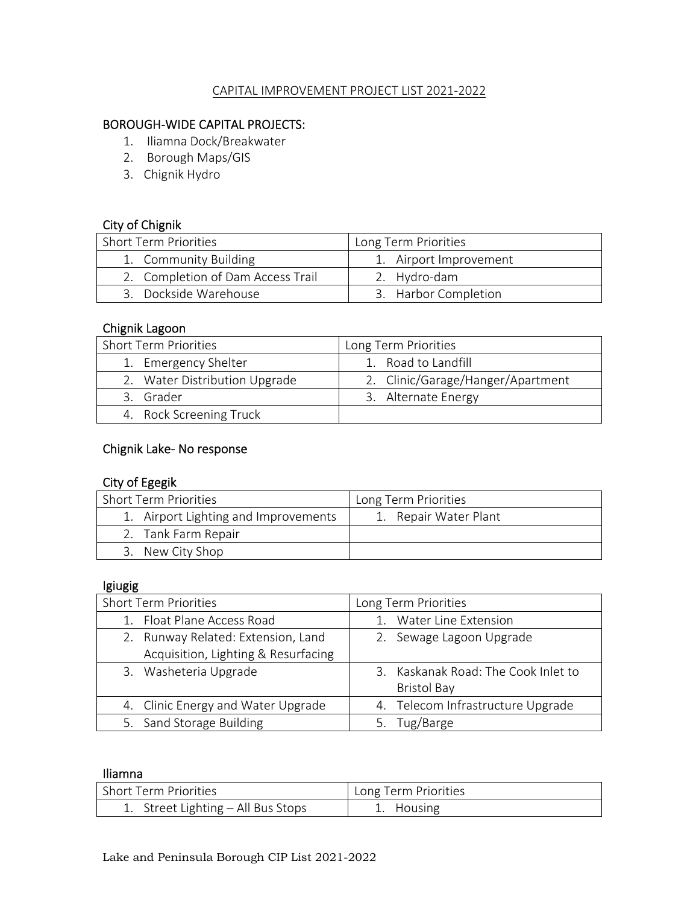# CAPITAL IMPROVEMENT PROJECT LIST 2021-2022

## BOROUGH-WIDE CAPITAL PROJECTS:

1. Iliamna Dock/Breakwater
2. Borough Maps/GIS
3. Chignik Hydro

### City of Chignik

| Short Term Priorities | Long Term Priorities |
|---|---|
| 1. Community Building | 1. Airport Improvement |
| 2. Completion of Dam Access Trail | 2. Hydro-dam |
| 3. Dockside Warehouse | 3. Harbor Completion |

### Chignik Lagoon

| Short Term Priorities | Long Term Priorities |
|---|---|
| 1. Emergency Shelter | 1. Road to Landfill |
| 2. Water Distribution Upgrade | 2. Clinic/Garage/Hanger/Apartment |
| 3. Grader | 3. Alternate Energy |
| 4. Rock Screening Truck | |

### Chignik Lake- No response

### City of Egegik

| Short Term Priorities | Long Term Priorities |
|---|---|
| 1. Airport Lighting and Improvements | 1. Repair Water Plant |
| 2. Tank Farm Repair | |
| 3. New City Shop | |

### Igiugig

| Short Term Priorities | Long Term Priorities |
|---|---|
| 1. Float Plane Access Road | 1. Water Line Extension |
| 2. Runway Related: Extension, Land Acquisition, Lighting & Resurfacing | 2. Sewage Lagoon Upgrade |
| 3. Washeteria Upgrade | 3. Kaskanak Road: The Cook Inlet to Bristol Bay |
| 4. Clinic Energy and Water Upgrade | 4. Telecom Infrastructure Upgrade |
| 5. Sand Storage Building | 5. Tug/Barge |

### Iliamna

| Short Term Priorities | Long Term Priorities |
|---|---|
| 1. Street Lighting – All Bus Stops | 1. Housing |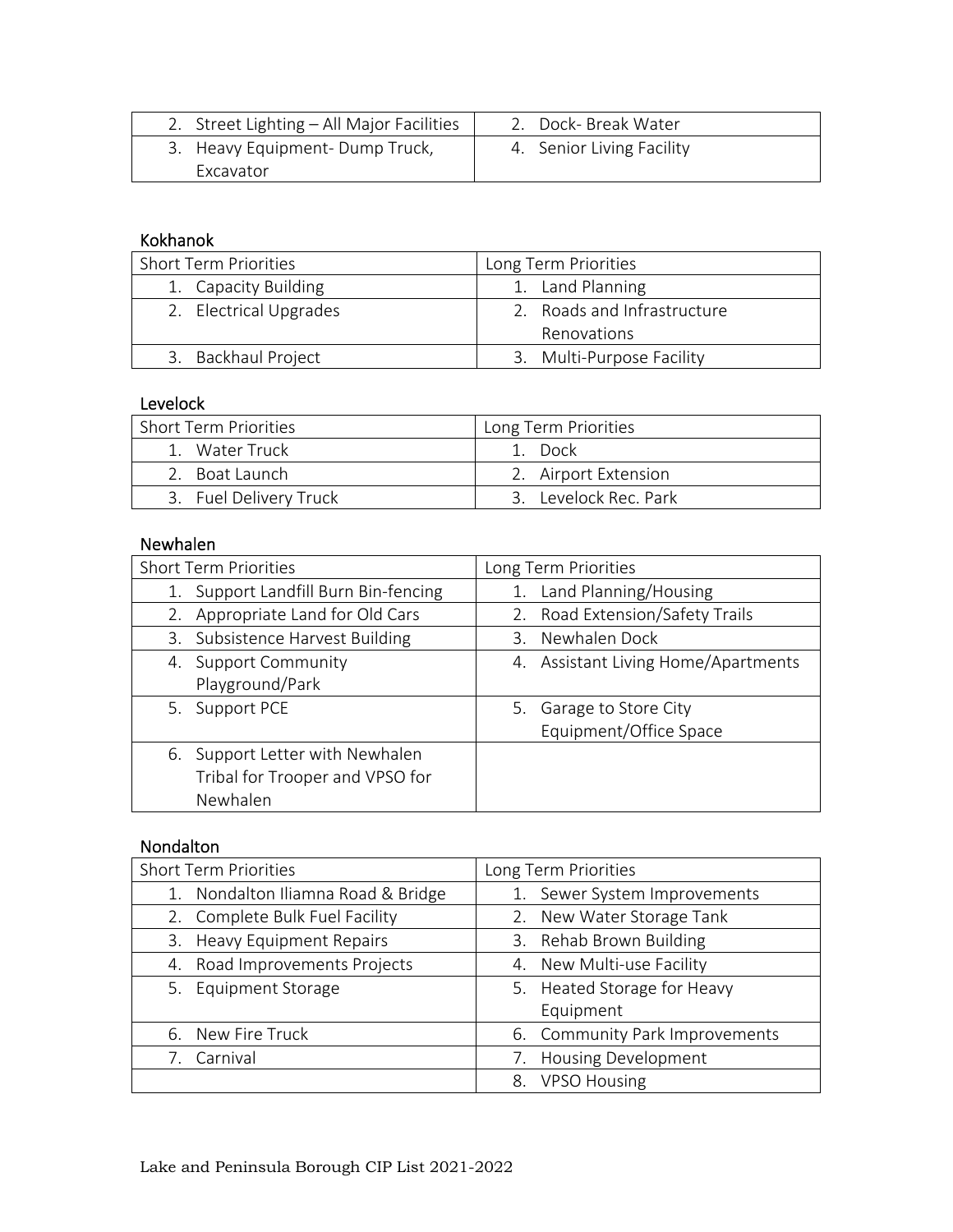| 2. Street Lighting – All Major Facilities | 2. Dock- Break Water |
|---|---|
| 3. Heavy Equipment- Dump Truck, Excavator | 4. Senior Living Facility |

Kokhanok

| Short Term Priorities | Long Term Priorities |
|---|---|
| 1. Capacity Building | 1. Land Planning |
| 2. Electrical Upgrades | 2. Roads and Infrastructure Renovations |
| 3. Backhaul Project | 3. Multi-Purpose Facility |

Levelock

| Short Term Priorities | Long Term Priorities |
|---|---|
| 1. Water Truck | 1. Dock |
| 2. Boat Launch | 2. Airport Extension |
| 3. Fuel Delivery Truck | 3. Levelock Rec. Park |

Newhalen

| Short Term Priorities | Long Term Priorities |
|---|---|
| 1. Support Landfill Burn Bin-fencing | 1. Land Planning/Housing |
| 2. Appropriate Land for Old Cars | 2. Road Extension/Safety Trails |
| 3. Subsistence Harvest Building | 3. Newhalen Dock |
| 4. Support Community Playground/Park | 4. Assistant Living Home/Apartments |
| 5. Support PCE | 5. Garage to Store City Equipment/Office Space |
| 6. Support Letter with Newhalen Tribal for Trooper and VPSO for Newhalen | |

Nondalton

| Short Term Priorities | Long Term Priorities |
|---|---|
| 1. Nondalton Iliamna Road & Bridge | 1. Sewer System Improvements |
| 2. Complete Bulk Fuel Facility | 2. New Water Storage Tank |
| 3. Heavy Equipment Repairs | 3. Rehab Brown Building |
| 4. Road Improvements Projects | 4. New Multi-use Facility |
| 5. Equipment Storage | 5. Heated Storage for Heavy Equipment |
| 6. New Fire Truck | 6. Community Park Improvements |
| 7. Carnival | 7. Housing Development |
| | 8. VPSO Housing |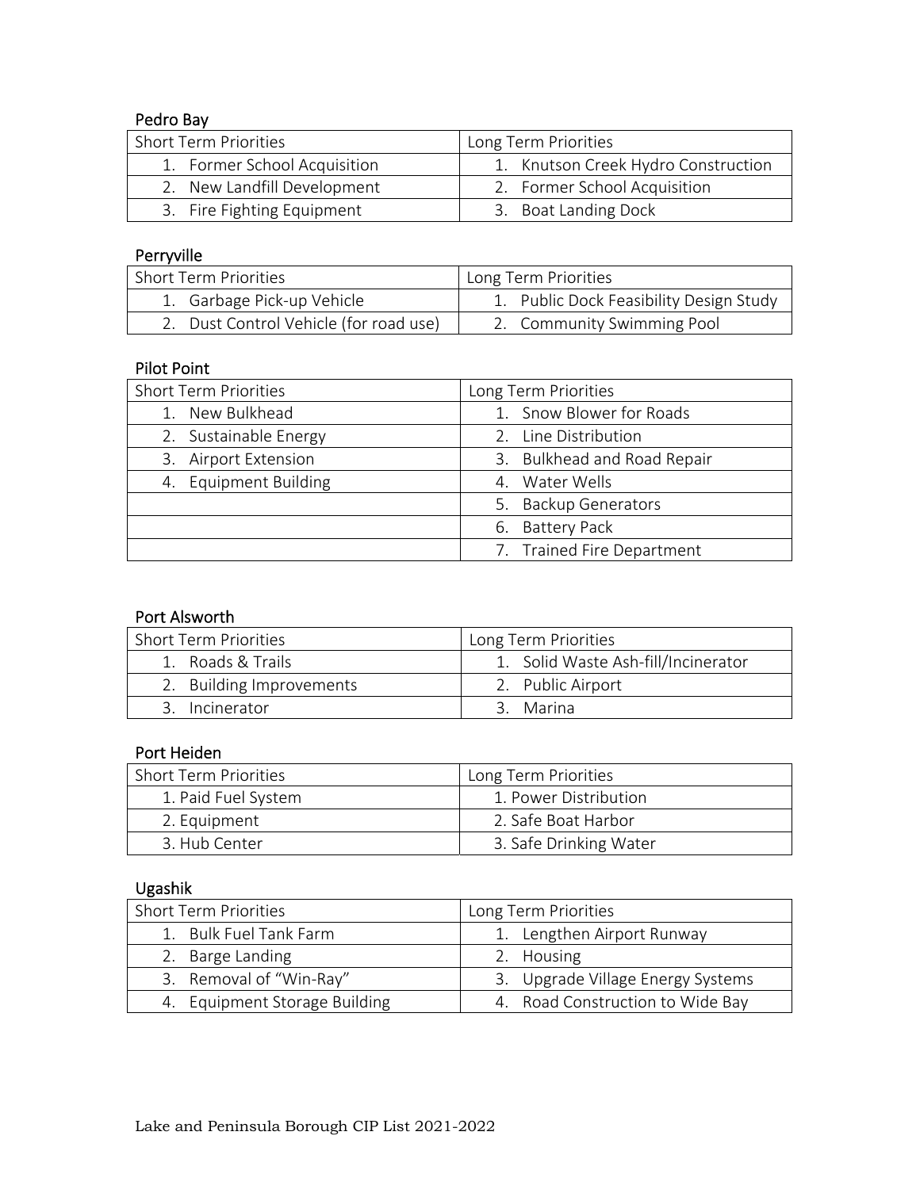### Pedro Bay

| Short Term Priorities | Long Term Priorities |
|---|---|
| 1. Former School Acquisition | 1. Knutson Creek Hydro Construction |
| 2. New Landfill Development | 2. Former School Acquisition |
| 3. Fire Fighting Equipment | 3. Boat Landing Dock |

### Perryville

| Short Term Priorities | Long Term Priorities |
|---|---|
| 1. Garbage Pick-up Vehicle | 1. Public Dock Feasibility Design Study |
| 2. Dust Control Vehicle (for road use) | 2. Community Swimming Pool |

### Pilot Point

| Short Term Priorities | Long Term Priorities |
|---|---|
| 1. New Bulkhead | 1. Snow Blower for Roads |
| 2. Sustainable Energy | 2. Line Distribution |
| 3. Airport Extension | 3. Bulkhead and Road Repair |
| 4. Equipment Building | 4. Water Wells |
| | 5. Backup Generators |
| | 6. Battery Pack |
| | 7. Trained Fire Department |

### Port Alsworth

| Short Term Priorities | Long Term Priorities |
|---|---|
| 1. Roads & Trails | 1. Solid Waste Ash-fill/Incinerator |
| 2. Building Improvements | 2. Public Airport |
| 3. Incinerator | 3. Marina |

### Port Heiden

| Short Term Priorities | Long Term Priorities |
|---|---|
| 1. Paid Fuel System | 1. Power Distribution |
| 2. Equipment | 2. Safe Boat Harbor |
| 3. Hub Center | 3. Safe Drinking Water |

### Ugashik

| Short Term Priorities | Long Term Priorities |
|---|---|
| 1. Bulk Fuel Tank Farm | 1. Lengthen Airport Runway |
| 2. Barge Landing | 2. Housing |
| 3. Removal of "Win-Ray" | 3. Upgrade Village Energy Systems |
| 4. Equipment Storage Building | 4. Road Construction to Wide Bay |